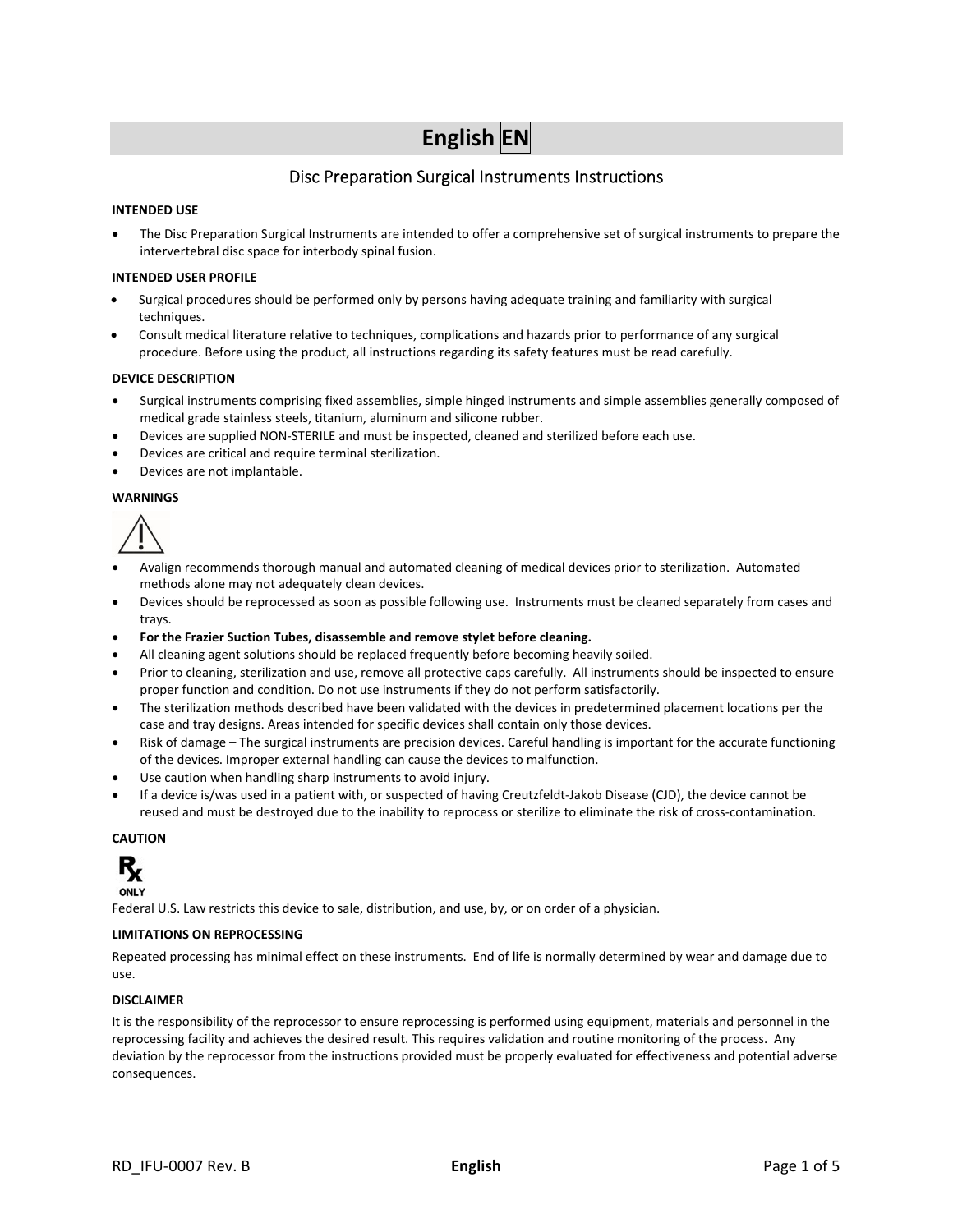# English EN

## Disc Preparation Surgical Instruments Instructions

**INTENDED USE**

- The Disc Preparation Surgical Instruments are intended to offer a comprehensive set of surgical instruments to prepare the intervertebral disc space for interbody spinal fusion.

**INTENDED USER PROFILE**

- Surgical procedures should be performed only by persons having adequate training and familiarity with surgical techniques.
- Consult medical literature relative to techniques, complications and hazards prior to performance of any surgical procedure. Before using the product, all instructions regarding its safety features must be read carefully.

**DEVICE DESCRIPTION**

- Surgical instruments comprising fixed assemblies, simple hinged instruments and simple assemblies generally composed of medical grade stainless steels, titanium, aluminum and silicone rubber.
- Devices are supplied NON-STERILE and must be inspected, cleaned and sterilized before each use.
- Devices are critical and require terminal sterilization.
- Devices are not implantable.

**WARNINGS**

- Avalign recommends thorough manual and automated cleaning of medical devices prior to sterilization. Automated methods alone may not adequately clean devices.
- Devices should be reprocessed as soon as possible following use. Instruments must be cleaned separately from cases and trays.
- **For the Frazier Suction Tubes, disassemble and remove stylet before cleaning.**
- All cleaning agent solutions should be replaced frequently before becoming heavily soiled.
- Prior to cleaning, sterilization and use, remove all protective caps carefully. All instruments should be inspected to ensure proper function and condition. Do not use instruments if they do not perform satisfactorily.
- The sterilization methods described have been validated with the devices in predetermined placement locations per the case and tray designs. Areas intended for specific devices shall contain only those devices.
- Risk of damage – The surgical instruments are precision devices. Careful handling is important for the accurate functioning of the devices. Improper external handling can cause the devices to malfunction.
- Use caution when handling sharp instruments to avoid injury.
- If a device is/was used in a patient with, or suspected of having Creutzfeldt-Jakob Disease (CJD), the device cannot be reused and must be destroyed due to the inability to reprocess or sterilize to eliminate the risk of cross-contamination.

**CAUTION**

Rx ONLY

Federal U.S. Law restricts this device to sale, distribution, and use, by, or on order of a physician.

**LIMITATIONS ON REPROCESSING**

Repeated processing has minimal effect on these instruments. End of life is normally determined by wear and damage due to use.

**DISCLAIMER**

It is the responsibility of the reprocessor to ensure reprocessing is performed using equipment, materials and personnel in the reprocessing facility and achieves the desired result. This requires validation and routine monitoring of the process. Any deviation by the reprocessor from the instructions provided must be properly evaluated for effectiveness and potential adverse consequences.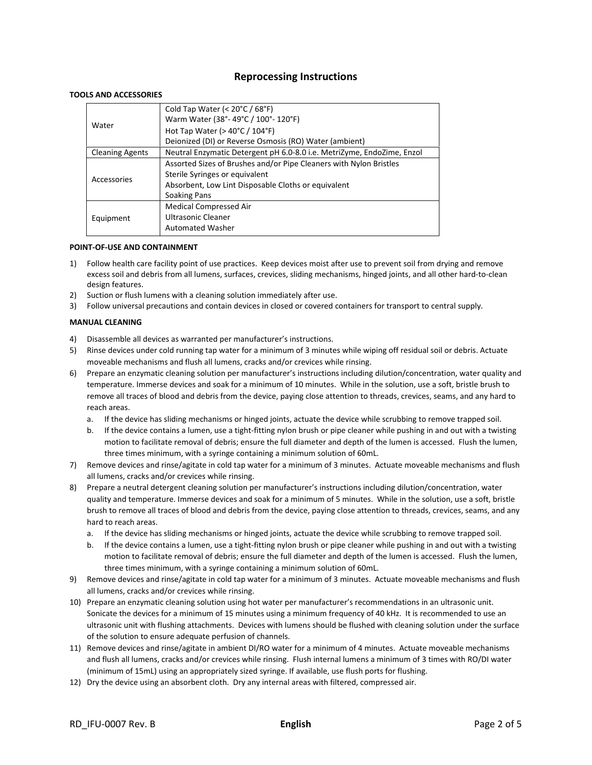## Reprocessing Instructions

**TOOLS AND ACCESSORIES**

| | |
|---|---|
| Water | Cold Tap Water (< 20°C / 68°F)<br>Warm Water (38°- 49°C / 100°- 120°F)<br>Hot Tap Water (> 40°C / 104°F)<br>Deionized (DI) or Reverse Osmosis (RO) Water (ambient) |
| Cleaning Agents | Neutral Enzymatic Detergent pH 6.0-8.0 i.e. MetriZyme, EndoZime, Enzol |
| Accessories | Assorted Sizes of Brushes and/or Pipe Cleaners with Nylon Bristles<br>Sterile Syringes or equivalent<br>Absorbent, Low Lint Disposable Cloths or equivalent<br>Soaking Pans |
| Equipment | Medical Compressed Air<br>Ultrasonic Cleaner<br>Automated Washer |

**POINT-OF-USE AND CONTAINMENT**

1) Follow health care facility point of use practices. Keep devices moist after use to prevent soil from drying and remove excess soil and debris from all lumens, surfaces, crevices, sliding mechanisms, hinged joints, and all other hard-to-clean design features.
2) Suction or flush lumens with a cleaning solution immediately after use.
3) Follow universal precautions and contain devices in closed or covered containers for transport to central supply.

**MANUAL CLEANING**

4) Disassemble all devices as warranted per manufacturer's instructions.
5) Rinse devices under cold running tap water for a minimum of 3 minutes while wiping off residual soil or debris. Actuate moveable mechanisms and flush all lumens, cracks and/or crevices while rinsing.
6) Prepare an enzymatic cleaning solution per manufacturer's instructions including dilution/concentration, water quality and temperature. Immerse devices and soak for a minimum of 10 minutes. While in the solution, use a soft, bristle brush to remove all traces of blood and debris from the device, paying close attention to threads, crevices, seams, and any hard to reach areas.
   a. If the device has sliding mechanisms or hinged joints, actuate the device while scrubbing to remove trapped soil.
   b. If the device contains a lumen, use a tight-fitting nylon brush or pipe cleaner while pushing in and out with a twisting motion to facilitate removal of debris; ensure the full diameter and depth of the lumen is accessed. Flush the lumen, three times minimum, with a syringe containing a minimum solution of 60mL.
7) Remove devices and rinse/agitate in cold tap water for a minimum of 3 minutes. Actuate moveable mechanisms and flush all lumens, cracks and/or crevices while rinsing.
8) Prepare a neutral detergent cleaning solution per manufacturer's instructions including dilution/concentration, water quality and temperature. Immerse devices and soak for a minimum of 5 minutes. While in the solution, use a soft, bristle brush to remove all traces of blood and debris from the device, paying close attention to threads, crevices, seams, and any hard to reach areas.
   a. If the device has sliding mechanisms or hinged joints, actuate the device while scrubbing to remove trapped soil.
   b. If the device contains a lumen, use a tight-fitting nylon brush or pipe cleaner while pushing in and out with a twisting motion to facilitate removal of debris; ensure the full diameter and depth of the lumen is accessed. Flush the lumen, three times minimum, with a syringe containing a minimum solution of 60mL.
9) Remove devices and rinse/agitate in cold tap water for a minimum of 3 minutes. Actuate moveable mechanisms and flush all lumens, cracks and/or crevices while rinsing.
10) Prepare an enzymatic cleaning solution using hot water per manufacturer's recommendations in an ultrasonic unit. Sonicate the devices for a minimum of 15 minutes using a minimum frequency of 40 kHz. It is recommended to use an ultrasonic unit with flushing attachments. Devices with lumens should be flushed with cleaning solution under the surface of the solution to ensure adequate perfusion of channels.
11) Remove devices and rinse/agitate in ambient DI/RO water for a minimum of 4 minutes. Actuate moveable mechanisms and flush all lumens, cracks and/or crevices while rinsing. Flush internal lumens a minimum of 3 times with RO/DI water (minimum of 15mL) using an appropriately sized syringe. If available, use flush ports for flushing.
12) Dry the device using an absorbent cloth. Dry any internal areas with filtered, compressed air.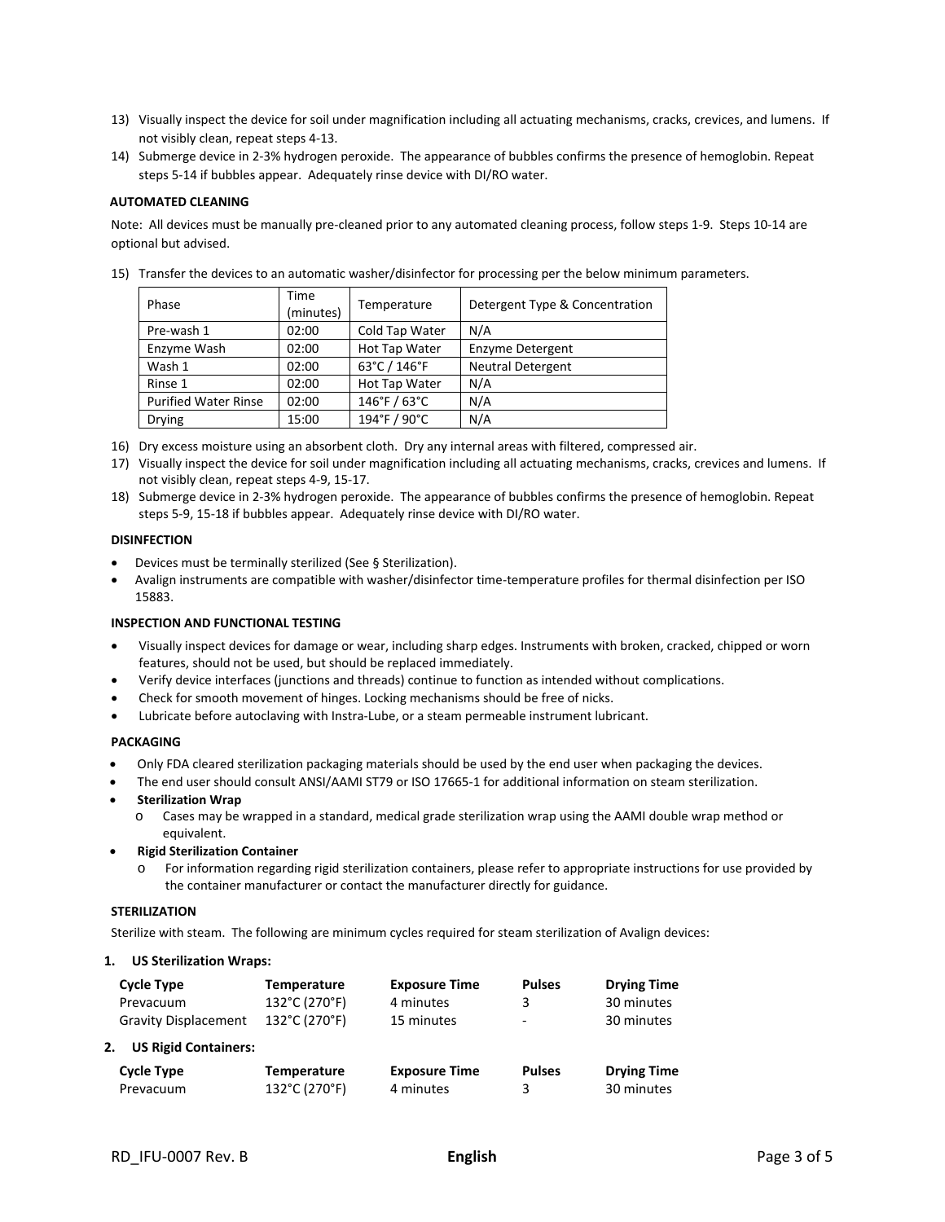13) Visually inspect the device for soil under magnification including all actuating mechanisms, cracks, crevices, and lumens. If not visibly clean, repeat steps 4-13.
14) Submerge device in 2-3% hydrogen peroxide. The appearance of bubbles confirms the presence of hemoglobin. Repeat steps 5-14 if bubbles appear. Adequately rinse device with DI/RO water.

**AUTOMATED CLEANING**

Note: All devices must be manually pre-cleaned prior to any automated cleaning process, follow steps 1-9. Steps 10-14 are optional but advised.

15) Transfer the devices to an automatic washer/disinfector for processing per the below minimum parameters.

| Phase | Time (minutes) | Temperature | Detergent Type & Concentration |
|---|---|---|---|
| Pre-wash 1 | 02:00 | Cold Tap Water | N/A |
| Enzyme Wash | 02:00 | Hot Tap Water | Enzyme Detergent |
| Wash 1 | 02:00 | 63°C / 146°F | Neutral Detergent |
| Rinse 1 | 02:00 | Hot Tap Water | N/A |
| Purified Water Rinse | 02:00 | 146°F / 63°C | N/A |
| Drying | 15:00 | 194°F / 90°C | N/A |

16) Dry excess moisture using an absorbent cloth. Dry any internal areas with filtered, compressed air.
17) Visually inspect the device for soil under magnification including all actuating mechanisms, cracks, crevices and lumens. If not visibly clean, repeat steps 4-9, 15-17.
18) Submerge device in 2-3% hydrogen peroxide. The appearance of bubbles confirms the presence of hemoglobin. Repeat steps 5-9, 15-18 if bubbles appear. Adequately rinse device with DI/RO water.

**DISINFECTION**

- Devices must be terminally sterilized (See § Sterilization).
- Avalign instruments are compatible with washer/disinfector time-temperature profiles for thermal disinfection per ISO 15883.

**INSPECTION AND FUNCTIONAL TESTING**

- Visually inspect devices for damage or wear, including sharp edges. Instruments with broken, cracked, chipped or worn features, should not be used, but should be replaced immediately.
- Verify device interfaces (junctions and threads) continue to function as intended without complications.
- Check for smooth movement of hinges. Locking mechanisms should be free of nicks.
- Lubricate before autoclaving with Instra-Lube, or a steam permeable instrument lubricant.

**PACKAGING**

- Only FDA cleared sterilization packaging materials should be used by the end user when packaging the devices.
- The end user should consult ANSI/AAMI ST79 or ISO 17665-1 for additional information on steam sterilization.
- **Sterilization Wrap**
  - Cases may be wrapped in a standard, medical grade sterilization wrap using the AAMI double wrap method or equivalent.
- **Rigid Sterilization Container**
  - For information regarding rigid sterilization containers, please refer to appropriate instructions for use provided by the container manufacturer or contact the manufacturer directly for guidance.

**STERILIZATION**

Sterilize with steam. The following are minimum cycles required for steam sterilization of Avalign devices:

1. **US Sterilization Wraps:**

| Cycle Type | Temperature | Exposure Time | Pulses | Drying Time |
|---|---|---|---|---|
| Prevacuum | 132°C (270°F) | 4 minutes | 3 | 30 minutes |
| Gravity Displacement | 132°C (270°F) | 15 minutes | - | 30 minutes |

2. **US Rigid Containers:**

| Cycle Type | Temperature | Exposure Time | Pulses | Drying Time |
|---|---|---|---|---|
| Prevacuum | 132°C (270°F) | 4 minutes | 3 | 30 minutes |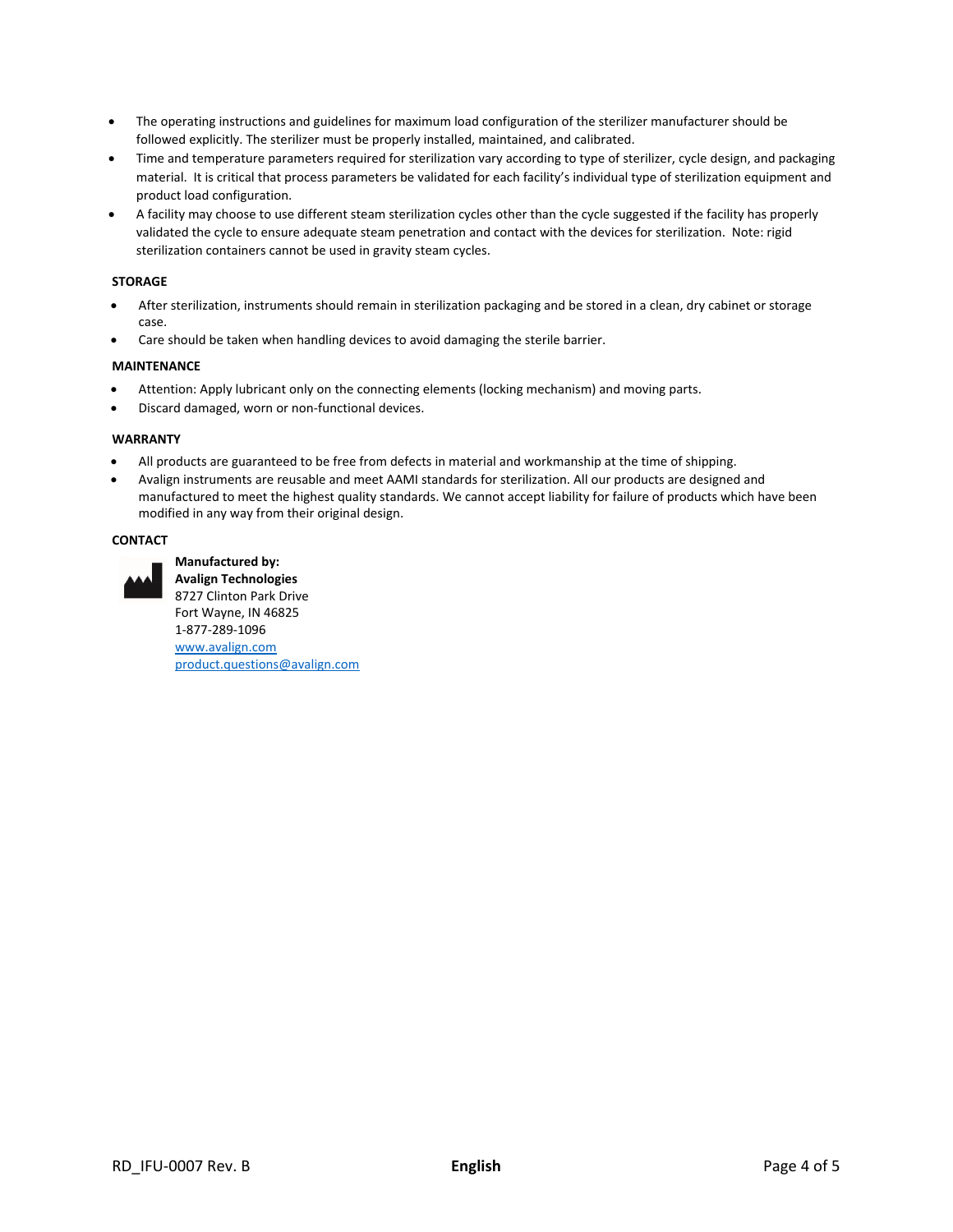- The operating instructions and guidelines for maximum load configuration of the sterilizer manufacturer should be followed explicitly. The sterilizer must be properly installed, maintained, and calibrated.
- Time and temperature parameters required for sterilization vary according to type of sterilizer, cycle design, and packaging material. It is critical that process parameters be validated for each facility's individual type of sterilization equipment and product load configuration.
- A facility may choose to use different steam sterilization cycles other than the cycle suggested if the facility has properly validated the cycle to ensure adequate steam penetration and contact with the devices for sterilization. Note: rigid sterilization containers cannot be used in gravity steam cycles.

**STORAGE**

- After sterilization, instruments should remain in sterilization packaging and be stored in a clean, dry cabinet or storage case.
- Care should be taken when handling devices to avoid damaging the sterile barrier.

**MAINTENANCE**

- Attention: Apply lubricant only on the connecting elements (locking mechanism) and moving parts.
- Discard damaged, worn or non-functional devices.

**WARRANTY**

- All products are guaranteed to be free from defects in material and workmanship at the time of shipping.
- Avalign instruments are reusable and meet AAMI standards for sterilization. All our products are designed and manufactured to meet the highest quality standards. We cannot accept liability for failure of products which have been modified in any way from their original design.

**CONTACT**

**Manufactured by:**
**Avalign Technologies**
8727 Clinton Park Drive
Fort Wayne, IN 46825
1-877-289-1096
www.avalign.com
product.questions@avalign.com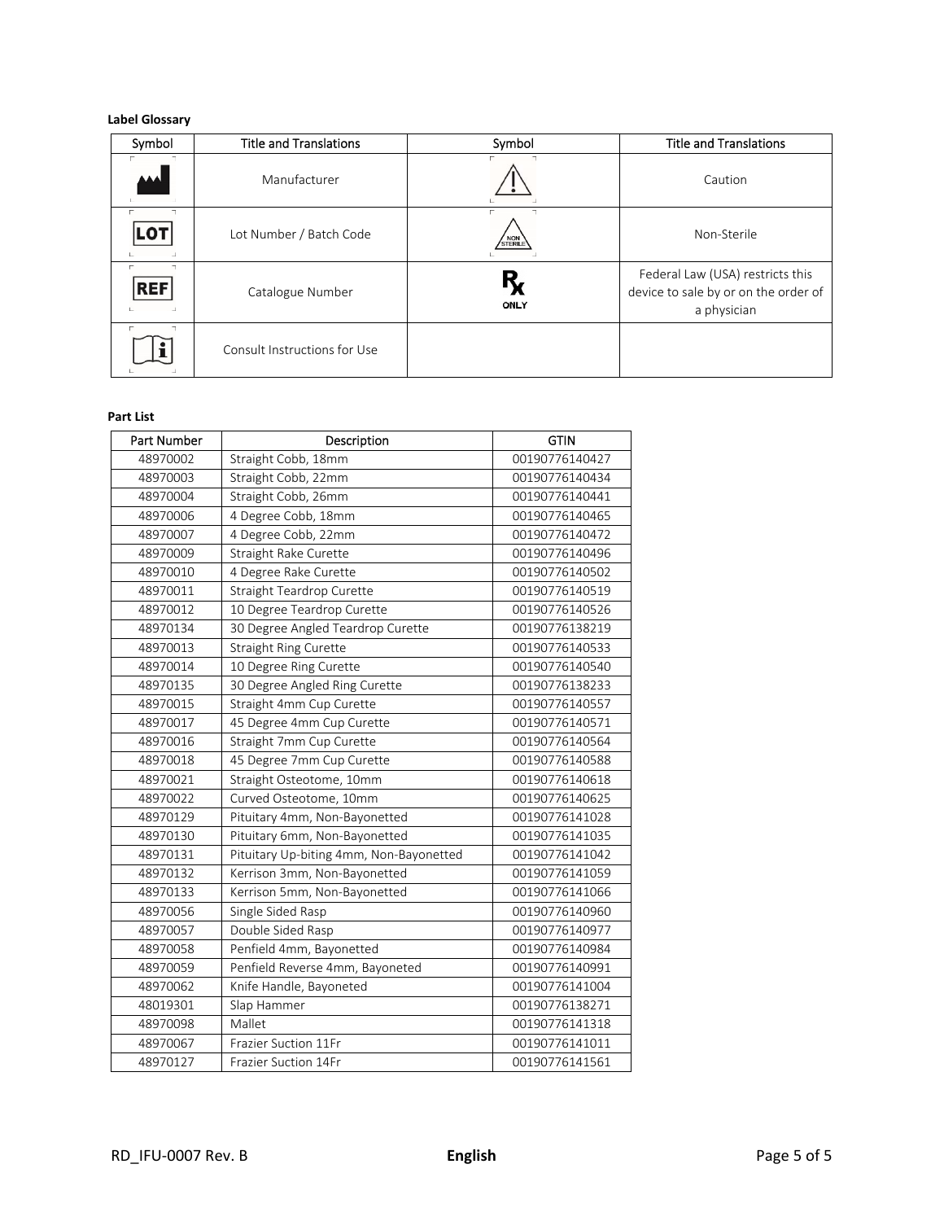**Label Glossary**

| Symbol | Title and Translations | Symbol | Title and Translations |
|---|---|---|---|
| | Manufacturer | | Caution |
| LOT | Lot Number / Batch Code | NON STERILE | Non-Sterile |
| REF | Catalogue Number | Rx ONLY | Federal Law (USA) restricts this device to sale by or on the order of a physician |
| | Consult Instructions for Use | | |

**Part List**

| Part Number | Description | GTIN |
|---|---|---|
| 48970002 | Straight Cobb, 18mm | 00190776140427 |
| 48970003 | Straight Cobb, 22mm | 00190776140434 |
| 48970004 | Straight Cobb, 26mm | 00190776140441 |
| 48970006 | 4 Degree Cobb, 18mm | 00190776140465 |
| 48970007 | 4 Degree Cobb, 22mm | 00190776140472 |
| 48970009 | Straight Rake Curette | 00190776140496 |
| 48970010 | 4 Degree Rake Curette | 00190776140502 |
| 48970011 | Straight Teardrop Curette | 00190776140519 |
| 48970012 | 10 Degree Teardrop Curette | 00190776140526 |
| 48970134 | 30 Degree Angled Teardrop Curette | 00190776138219 |
| 48970013 | Straight Ring Curette | 00190776140533 |
| 48970014 | 10 Degree Ring Curette | 00190776140540 |
| 48970135 | 30 Degree Angled Ring Curette | 00190776138233 |
| 48970015 | Straight 4mm Cup Curette | 00190776140557 |
| 48970017 | 45 Degree 4mm Cup Curette | 00190776140571 |
| 48970016 | Straight 7mm Cup Curette | 00190776140564 |
| 48970018 | 45 Degree 7mm Cup Curette | 00190776140588 |
| 48970021 | Straight Osteotome, 10mm | 00190776140618 |
| 48970022 | Curved Osteotome, 10mm | 00190776140625 |
| 48970129 | Pituitary 4mm, Non-Bayonetted | 00190776141028 |
| 48970130 | Pituitary 6mm, Non-Bayonetted | 00190776141035 |
| 48970131 | Pituitary Up-biting 4mm, Non-Bayonetted | 00190776141042 |
| 48970132 | Kerrison 3mm, Non-Bayonetted | 00190776141059 |
| 48970133 | Kerrison 5mm, Non-Bayonetted | 00190776141066 |
| 48970056 | Single Sided Rasp | 00190776140960 |
| 48970057 | Double Sided Rasp | 00190776140977 |
| 48970058 | Penfield 4mm, Bayonetted | 00190776140984 |
| 48970059 | Penfield Reverse 4mm, Bayoneted | 00190776140991 |
| 48970062 | Knife Handle, Bayoneted | 00190776141004 |
| 48019301 | Slap Hammer | 00190776138271 |
| 48970098 | Mallet | 00190776141318 |
| 48970067 | Frazier Suction 11Fr | 00190776141011 |
| 48970127 | Frazier Suction 14Fr | 00190776141561 |

RD_IFU-0007 Rev. B **English**